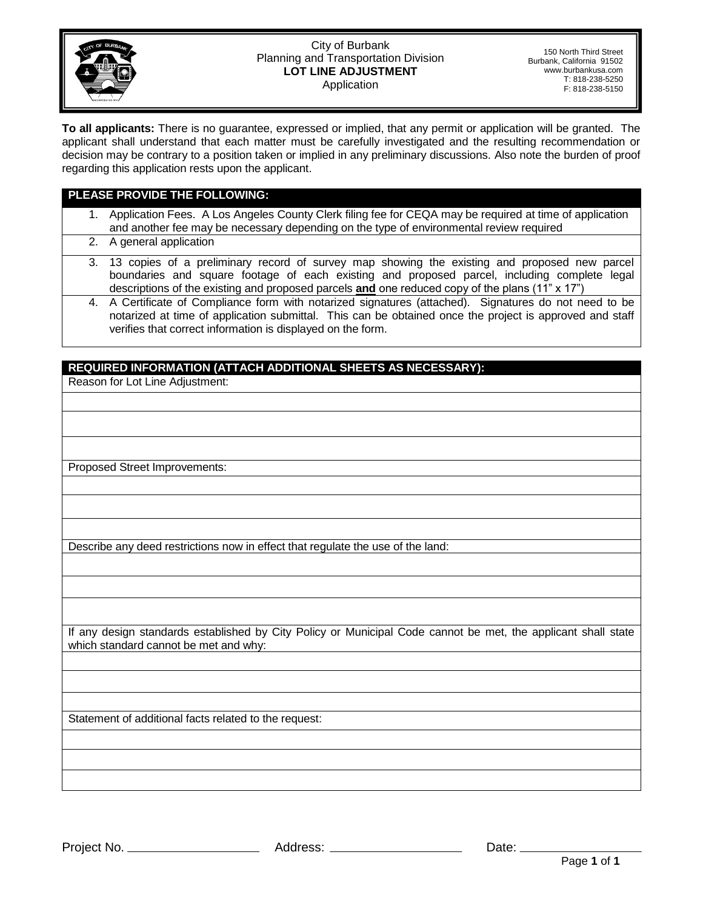City of Burbank
Planning and Transportation Division
**LOT LINE ADJUSTMENT**
Application

150 North Third Street
Burbank, California 91502
www.burbankusa.com
T: 818-238-5250
F: 818-238-5150

**To all applicants:** There is no guarantee, expressed or implied, that any permit or application will be granted. The applicant shall understand that each matter must be carefully investigated and the resulting recommendation or decision may be contrary to a position taken or implied in any preliminary discussions. Also note the burden of proof regarding this application rests upon the applicant.

## PLEASE PROVIDE THE FOLLOWING:

1. Application Fees. A Los Angeles County Clerk filing fee for CEQA may be required at time of application and another fee may be necessary depending on the type of environmental review required
2. A general application
3. 13 copies of a preliminary record of survey map showing the existing and proposed new parcel boundaries and square footage of each existing and proposed parcel, including complete legal descriptions of the existing and proposed parcels **and** one reduced copy of the plans (11" x 17")
4. A Certificate of Compliance form with notarized signatures (attached). Signatures do not need to be notarized at time of application submittal. This can be obtained once the project is approved and staff verifies that correct information is displayed on the form.

## REQUIRED INFORMATION (ATTACH ADDITIONAL SHEETS AS NECESSARY):

Reason for Lot Line Adjustment:

Proposed Street Improvements:

Describe any deed restrictions now in effect that regulate the use of the land:

If any design standards established by City Policy or Municipal Code cannot be met, the applicant shall state which standard cannot be met and why:

Statement of additional facts related to the request:

Project No. ____________ Address: ____________ Date: ____________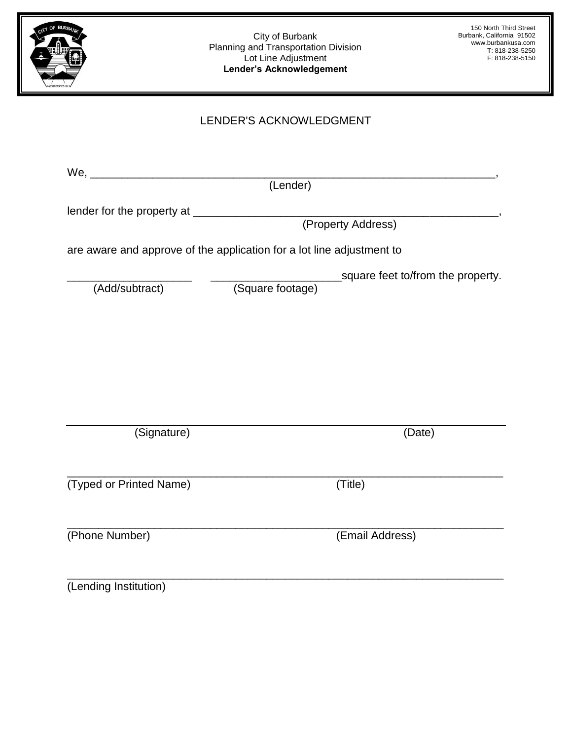City of Burbank
Planning and Transportation Division
Lot Line Adjustment
**Lender's Acknowledgement**

150 North Third Street
Burbank, California 91502
www.burbankusa.com
T: 818-238-5250
F: 818-238-5150

# LENDER'S ACKNOWLEDGMENT

We, _________________________________________________________________,
(Lender)

lender for the property at ________________________________________________,
(Property Address)

are aware and approve of the application for a lot line adjustment to

____________________ ____________________square feet to/from the property.
(Add/subtract) (Square footage)

_________________________________________________________________
(Signature) (Date)

_________________________________________________________________
(Typed or Printed Name) (Title)

_________________________________________________________________
(Phone Number) (Email Address)

_________________________________________________________________
(Lending Institution)